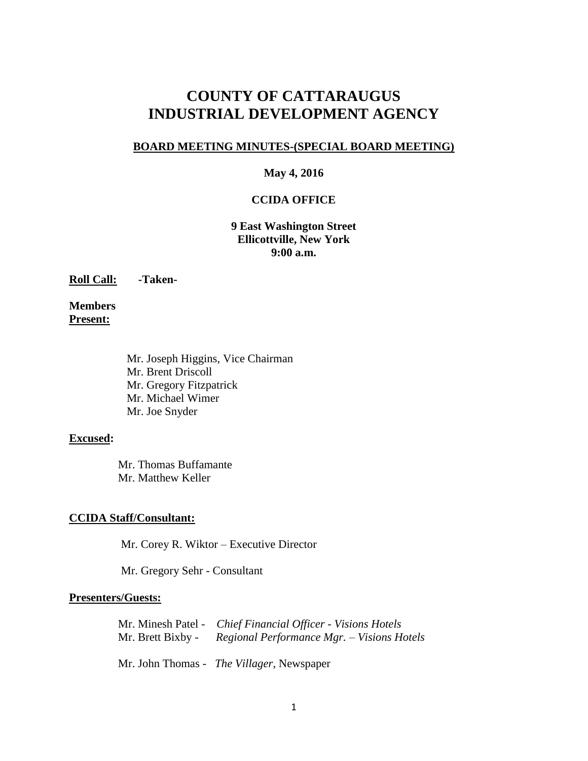# COUNTY OF CATTARAUGUS
# INDUSTRIAL DEVELOPMENT AGENCY

**BOARD MEETING MINUTES-(SPECIAL BOARD MEETING)**

**May 4, 2016**

**CCIDA OFFICE**

**9 East Washington Street**
**Ellicottville, New York**
**9:00 a.m.**

**Roll Call:** **-Taken-**

**Members Present:**

Mr. Joseph Higgins, Vice Chairman
Mr. Brent Driscoll
Mr. Gregory Fitzpatrick
Mr. Michael Wimer
Mr. Joe Snyder

**Excused:**

Mr. Thomas Buffamante
Mr. Matthew Keller

**CCIDA Staff/Consultant:**

Mr. Corey R. Wiktor – Executive Director

Mr. Gregory Sehr - Consultant

**Presenters/Guests:**

Mr. Minesh Patel - *Chief Financial Officer - Visions Hotels*
Mr. Brett Bixby - *Regional Performance Mgr. – Visions Hotels*

Mr. John Thomas - *The Villager*, Newspaper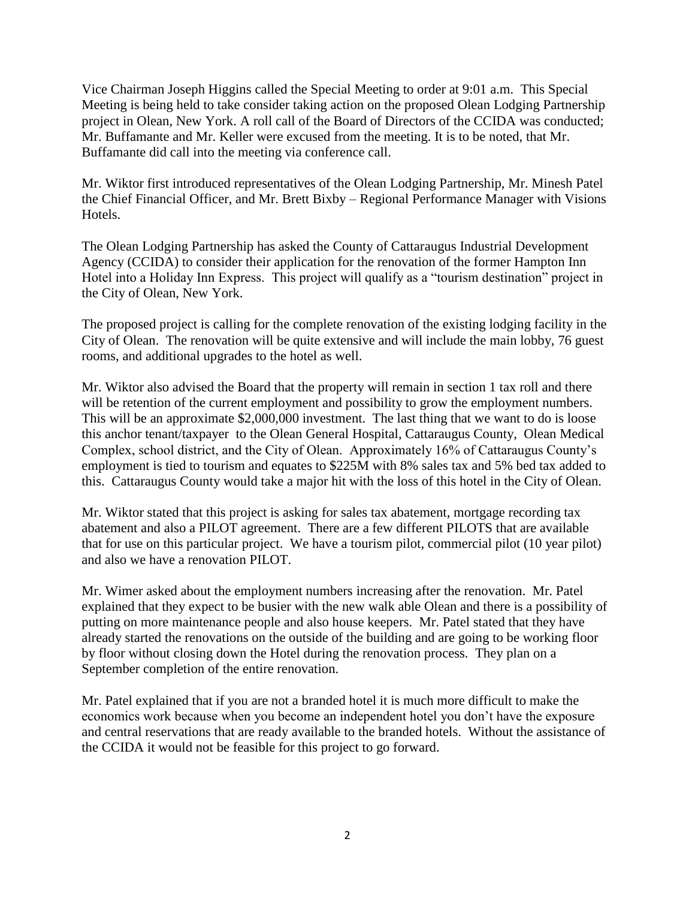Vice Chairman Joseph Higgins called the Special Meeting to order at 9:01 a.m. This Special Meeting is being held to take consider taking action on the proposed Olean Lodging Partnership project in Olean, New York. A roll call of the Board of Directors of the CCIDA was conducted; Mr. Buffamante and Mr. Keller were excused from the meeting. It is to be noted, that Mr. Buffamante did call into the meeting via conference call.

Mr. Wiktor first introduced representatives of the Olean Lodging Partnership, Mr. Minesh Patel the Chief Financial Officer, and Mr. Brett Bixby – Regional Performance Manager with Visions Hotels.

The Olean Lodging Partnership has asked the County of Cattaraugus Industrial Development Agency (CCIDA) to consider their application for the renovation of the former Hampton Inn Hotel into a Holiday Inn Express. This project will qualify as a "tourism destination" project in the City of Olean, New York.

The proposed project is calling for the complete renovation of the existing lodging facility in the City of Olean. The renovation will be quite extensive and will include the main lobby, 76 guest rooms, and additional upgrades to the hotel as well.

Mr. Wiktor also advised the Board that the property will remain in section 1 tax roll and there will be retention of the current employment and possibility to grow the employment numbers. This will be an approximate $2,000,000 investment. The last thing that we want to do is loose this anchor tenant/taxpayer to the Olean General Hospital, Cattaraugus County, Olean Medical Complex, school district, and the City of Olean. Approximately 16% of Cattaraugus County's employment is tied to tourism and equates to $225M with 8% sales tax and 5% bed tax added to this. Cattaraugus County would take a major hit with the loss of this hotel in the City of Olean.

Mr. Wiktor stated that this project is asking for sales tax abatement, mortgage recording tax abatement and also a PILOT agreement. There are a few different PILOTS that are available that for use on this particular project. We have a tourism pilot, commercial pilot (10 year pilot) and also we have a renovation PILOT.

Mr. Wimer asked about the employment numbers increasing after the renovation. Mr. Patel explained that they expect to be busier with the new walk able Olean and there is a possibility of putting on more maintenance people and also house keepers. Mr. Patel stated that they have already started the renovations on the outside of the building and are going to be working floor by floor without closing down the Hotel during the renovation process. They plan on a September completion of the entire renovation.

Mr. Patel explained that if you are not a branded hotel it is much more difficult to make the economics work because when you become an independent hotel you don't have the exposure and central reservations that are ready available to the branded hotels. Without the assistance of the CCIDA it would not be feasible for this project to go forward.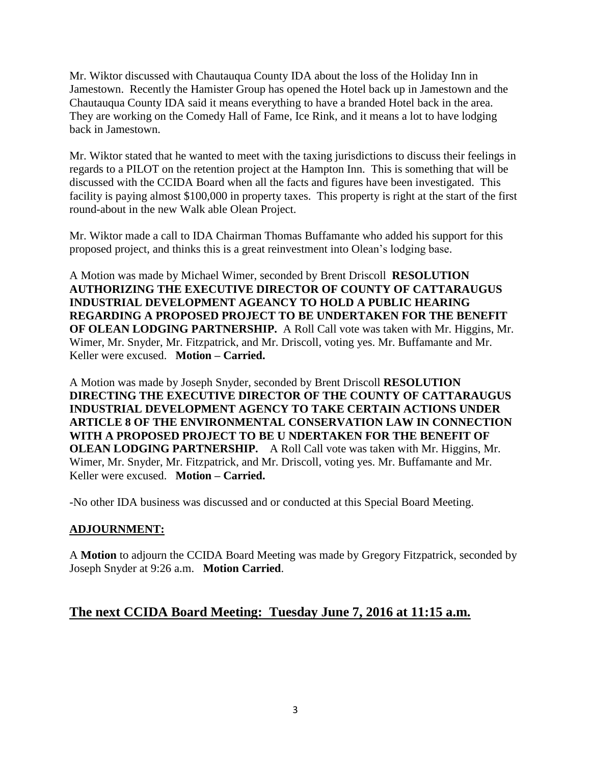Mr. Wiktor discussed with Chautauqua County IDA about the loss of the Holiday Inn in Jamestown. Recently the Hamister Group has opened the Hotel back up in Jamestown and the Chautauqua County IDA said it means everything to have a branded Hotel back in the area. They are working on the Comedy Hall of Fame, Ice Rink, and it means a lot to have lodging back in Jamestown.

Mr. Wiktor stated that he wanted to meet with the taxing jurisdictions to discuss their feelings in regards to a PILOT on the retention project at the Hampton Inn. This is something that will be discussed with the CCIDA Board when all the facts and figures have been investigated. This facility is paying almost $100,000 in property taxes. This property is right at the start of the first round-about in the new Walk able Olean Project.

Mr. Wiktor made a call to IDA Chairman Thomas Buffamante who added his support for this proposed project, and thinks this is a great reinvestment into Olean's lodging base.

A Motion was made by Michael Wimer, seconded by Brent Driscoll **RESOLUTION AUTHORIZING THE EXECUTIVE DIRECTOR OF COUNTY OF CATTARAUGUS INDUSTRIAL DEVELOPMENT AGEANCY TO HOLD A PUBLIC HEARING REGARDING A PROPOSED PROJECT TO BE UNDERTAKEN FOR THE BENEFIT OF OLEAN LODGING PARTNERSHIP.** A Roll Call vote was taken with Mr. Higgins, Mr. Wimer, Mr. Snyder, Mr. Fitzpatrick, and Mr. Driscoll, voting yes. Mr. Buffamante and Mr. Keller were excused. **Motion – Carried.**

A Motion was made by Joseph Snyder, seconded by Brent Driscoll **RESOLUTION DIRECTING THE EXECUTIVE DIRECTOR OF THE COUNTY OF CATTARAUGUS INDUSTRIAL DEVELOPMENT AGENCY TO TAKE CERTAIN ACTIONS UNDER ARTICLE 8 OF THE ENVIRONMENTAL CONSERVATION LAW IN CONNECTION WITH A PROPOSED PROJECT TO BE U NDERTAKEN FOR THE BENEFIT OF OLEAN LODGING PARTNERSHIP.** A Roll Call vote was taken with Mr. Higgins, Mr. Wimer, Mr. Snyder, Mr. Fitzpatrick, and Mr. Driscoll, voting yes. Mr. Buffamante and Mr. Keller were excused. **Motion – Carried.**

-No other IDA business was discussed and or conducted at this Special Board Meeting.

**ADJOURNMENT:**

A **Motion** to adjourn the CCIDA Board Meeting was made by Gregory Fitzpatrick, seconded by Joseph Snyder at 9:26 a.m. **Motion Carried**.

## The next CCIDA Board Meeting: Tuesday June 7, 2016 at 11:15 a.m.